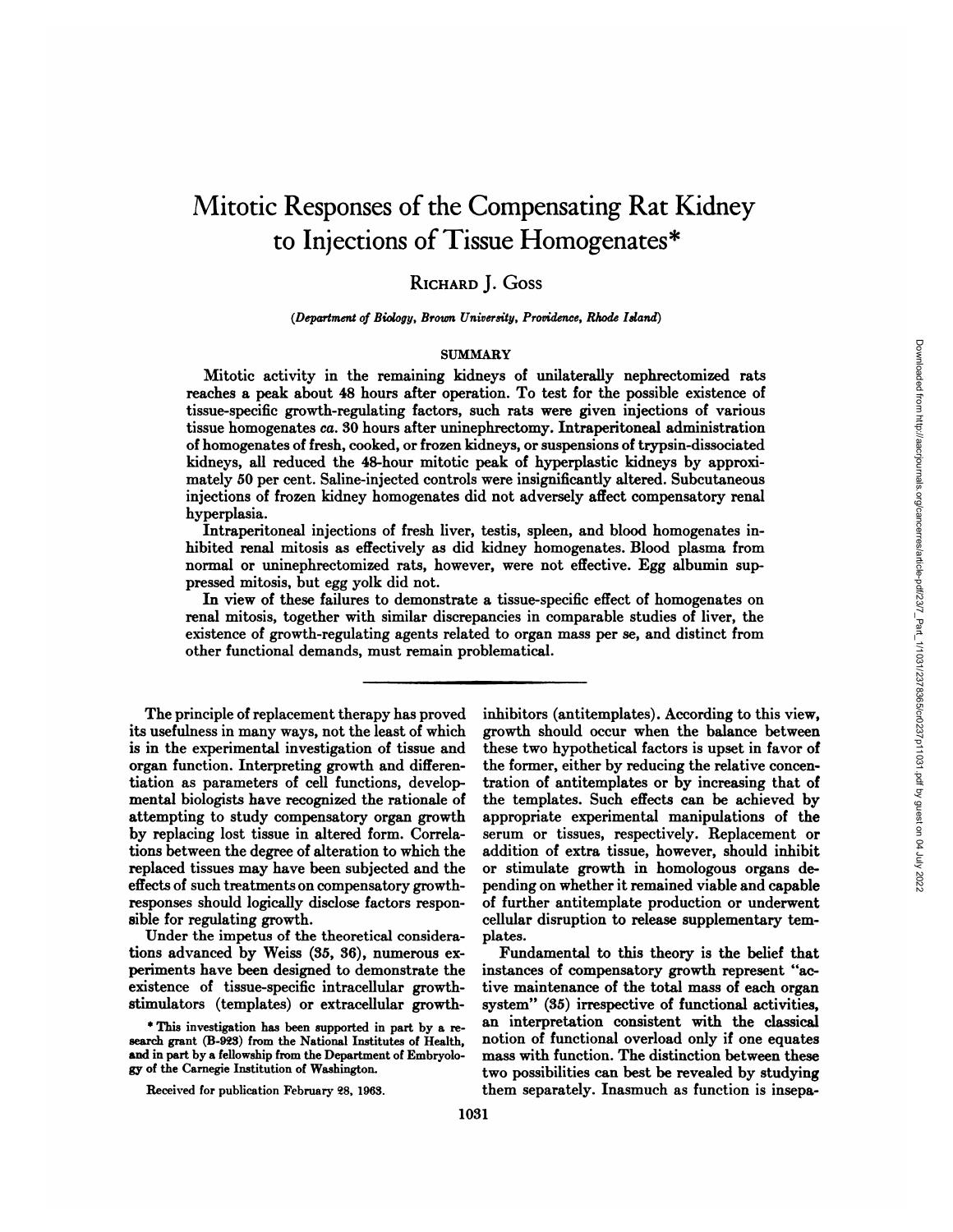# Mitotic Responses of the Compensating Rat Kidney to Injections of Tissue Homogenates*

RICHARD J. GOSS

*(Department of Biology, Brown University, Providence, Rhode Island)*

## SUMMARY

Mitotic activity in the remaining kidneys of unilaterally nephrectomized rats reaches a peak about 48 hours after operation. To test for the possible existence of tissue-specific growth-regulating factors, such rats were given injections of various tissue homogenates *ca.* 30 hours after uninephrectomy. Intraperitoneal administration of homogenates of fresh, cooked, or frozen kidneys, or suspensions of trypsin-dissociated kidneys, all reduced the 48-hour mitotic peak of hyperplastic kidneys by approximately 50 per cent. Saline-injected controls were insignificantly altered. Subcutaneous injections of frozen kidney homogenates did not adversely affect compensatory renal hyperplasia.

Intraperitoneal injections of fresh liver, testis, spleen, and blood homogenates inhibited renal mitosis as effectively as did kidney homogenates. Blood plasma from normal or uninephrectomized rats, however, were not effective. Egg albumin suppressed mitosis, but egg yolk did not.

In view of these failures to demonstrate a tissue-specific effect of homogenates on renal mitosis, together with similar discrepancies in comparable studies of liver, the existence of growth-regulating agents related to organ mass per se, and distinct from other functional demands, must remain problematical.

---

The principle of replacement therapy has proved its usefulness in many ways, not the least of which is in the experimental investigation of tissue and organ function. Interpreting growth and differentiation as parameters of cell functions, developmental biologists have recognized the rationale of attempting to study compensatory organ growth by replacing lost tissue in altered form. Correlations between the degree of alteration to which the replaced tissues may have been subjected and the effects of such treatments on compensatory growth-responses should logically disclose factors responsible for regulating growth.

Under the impetus of the theoretical considerations advanced by Weiss (35, 36), numerous experiments have been designed to demonstrate the existence of tissue-specific intracellular growth-stimulators (templates) or extracellular growth-inhibitors (antitemplates). According to this view, growth should occur when the balance between these two hypothetical factors is upset in favor of the former, either by reducing the relative concentration of antitemplates or by increasing that of the templates. Such effects can be achieved by appropriate experimental manipulations of the serum or tissues, respectively. Replacement or addition of extra tissue, however, should inhibit or stimulate growth in homologous organs depending on whether it remained viable and capable of further antitemplate production or underwent cellular disruption to release supplementary templates.

Fundamental to this theory is the belief that instances of compensatory growth represent "active maintenance of the total mass of each organ system" (35) irrespective of functional activities, an interpretation consistent with the classical notion of functional overload only if one equates mass with function. The distinction between these two possibilities can best be revealed by studying them separately. Inasmuch as function is insepa-

* This investigation has been supported in part by a research grant (B-923) from the National Institutes of Health, and in part by a fellowship from the Department of Embryology of the Carnegie Institution of Washington.

Received for publication February 28, 1963.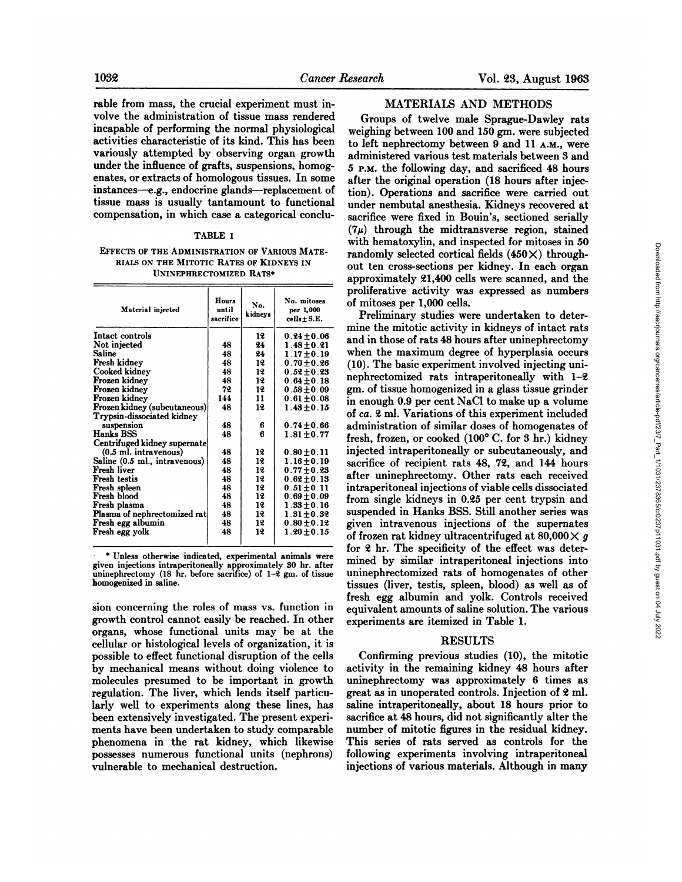rable from mass, the crucial experiment must involve the administration of tissue mass rendered incapable of performing the normal physiological activities characteristic of its kind. This has been variously attempted by observing organ growth under the influence of grafts, suspensions, homogenates, or extracts of homologous tissues. In some instances—e.g., endocrine glands—replacement of tissue mass is usually tantamount to functional compensation, in which case a categorical conclusion concerning the roles of mass vs. function in growth control cannot easily be reached. In other organs, whose functional units may be at the cellular or histological levels of organization, it is possible to effect functional disruption of the cells by mechanical means without doing violence to molecules presumed to be important in growth regulation. The liver, which lends itself particularly well to experiments along these lines, has been extensively investigated. The present experiments have been undertaken to study comparable phenomena in the rat kidney, which likewise possesses numerous functional units (nephrons) vulnerable to mechanical destruction.

TABLE 1

EFFECTS OF THE ADMINISTRATION OF VARIOUS MATERIALS ON THE MITOTIC RATES OF KIDNEYS IN UNINEPHRECTOMIZED RATS*

| Material injected | Hours until sacrifice | No. kidneys | No. mitoses per 1,000 cells ± S.E. |
|---|---|---|---|
| Intact controls | | 12 | 0.24 ± 0.06 |
| Not injected | 48 | 24 | 1.48 ± 0.21 |
| Saline | 48 | 24 | 1.17 ± 0.19 |
| Fresh kidney | 48 | 12 | 0.70 ± 0.26 |
| Cooked kidney | 48 | 12 | 0.52 ± 0.23 |
| Frozen kidney | 48 | 12 | 0.64 ± 0.18 |
| Frozen kidney | 72 | 12 | 0.58 ± 0.09 |
| Frozen kidney | 144 | 11 | 0.61 ± 0.08 |
| Frozen kidney (subcutaneous) | 48 | 12 | 1.43 ± 0.15 |
| Trypsin-dissociated kidney suspension | 48 | 6 | 0.74 ± 0.66 |
| Hanks BSS | 48 | 6 | 1.81 ± 0.77 |
| Centrifuged kidney supernate (0.5 ml. intravenous) | 48 | 12 | 0.80 ± 0.11 |
| Saline (0.5 ml., intravenous) | 48 | 12 | 1.16 ± 0.19 |
| Fresh liver | 48 | 12 | 0.77 ± 0.23 |
| Fresh testis | 48 | 12 | 0.62 ± 0.13 |
| Fresh spleen | 48 | 12 | 0.51 ± 0.11 |
| Fresh blood | 48 | 12 | 0.69 ± 0.09 |
| Fresh plasma | 48 | 12 | 1.33 ± 0.16 |
| Plasma of nephrectomized rat | 48 | 12 | 1.31 ± 0.32 |
| Fresh egg albumin | 48 | 12 | 0.80 ± 0.12 |
| Fresh egg yolk | 48 | 12 | 1.20 ± 0.15 |

\* Unless otherwise indicated, experimental animals were given injections intraperitoneally approximately 30 hr. after uninephrectomy (18 hr. before sacrifice) of 1–2 gm. of tissue homogenized in saline.

## MATERIALS AND METHODS

Groups of twelve male Sprague-Dawley rats weighing between 100 and 150 gm. were subjected to left nephrectomy between 9 and 11 A.M., were administered various test materials between 3 and 5 P.M. the following day, and sacrificed 48 hours after the original operation (18 hours after injection). Operations and sacrifice were carried out under nembutal anesthesia. Kidneys recovered at sacrifice were fixed in Bouin's, sectioned serially ($7\mu$) through the midtransverse region, stained with hematoxylin, and inspected for mitoses in 50 randomly selected cortical fields ($450\times$) throughout ten cross-sections per kidney. In each organ approximately 21,400 cells were scanned, and the proliferative activity was expressed as numbers of mitoses per 1,000 cells.

Preliminary studies were undertaken to determine the mitotic activity in kidneys of intact rats and in those of rats 48 hours after uninephrectomy when the maximum degree of hyperplasia occurs (10). The basic experiment involved injecting uninephrectomized rats intraperitoneally with 1–2 gm. of tissue homogenized in a glass tissue grinder in enough 0.9 per cent NaCl to make up a volume of *ca.* 2 ml. Variations of this experiment included administration of similar doses of homogenates of fresh, frozen, or cooked (100° C. for 3 hr.) kidney injected intraperitoneally or subcutaneously, and sacrifice of recipient rats 48, 72, and 144 hours after uninephrectomy. Other rats each received intraperitoneal injections of viable cells dissociated from single kidneys in 0.25 per cent trypsin and suspended in Hanks BSS. Still another series was given intravenous injections of the supernates of frozen rat kidney ultracentrifuged at $80{,}000\times g$ for 2 hr. The specificity of the effect was determined by similar intraperitoneal injections into uninephrectomized rats of homogenates of other tissues (liver, testis, spleen, blood) as well as of fresh egg albumin and yolk. Controls received equivalent amounts of saline solution. The various experiments are itemized in Table 1.

## RESULTS

Confirming previous studies (10), the mitotic activity in the remaining kidney 48 hours after uninephrectomy was approximately 6 times as great as in unoperated controls. Injection of 2 ml. saline intraperitoneally, about 18 hours prior to sacrifice at 48 hours, did not significantly alter the number of mitotic figures in the residual kidney. This series of rats served as controls for the following experiments involving intraperitoneal injections of various materials. Although in many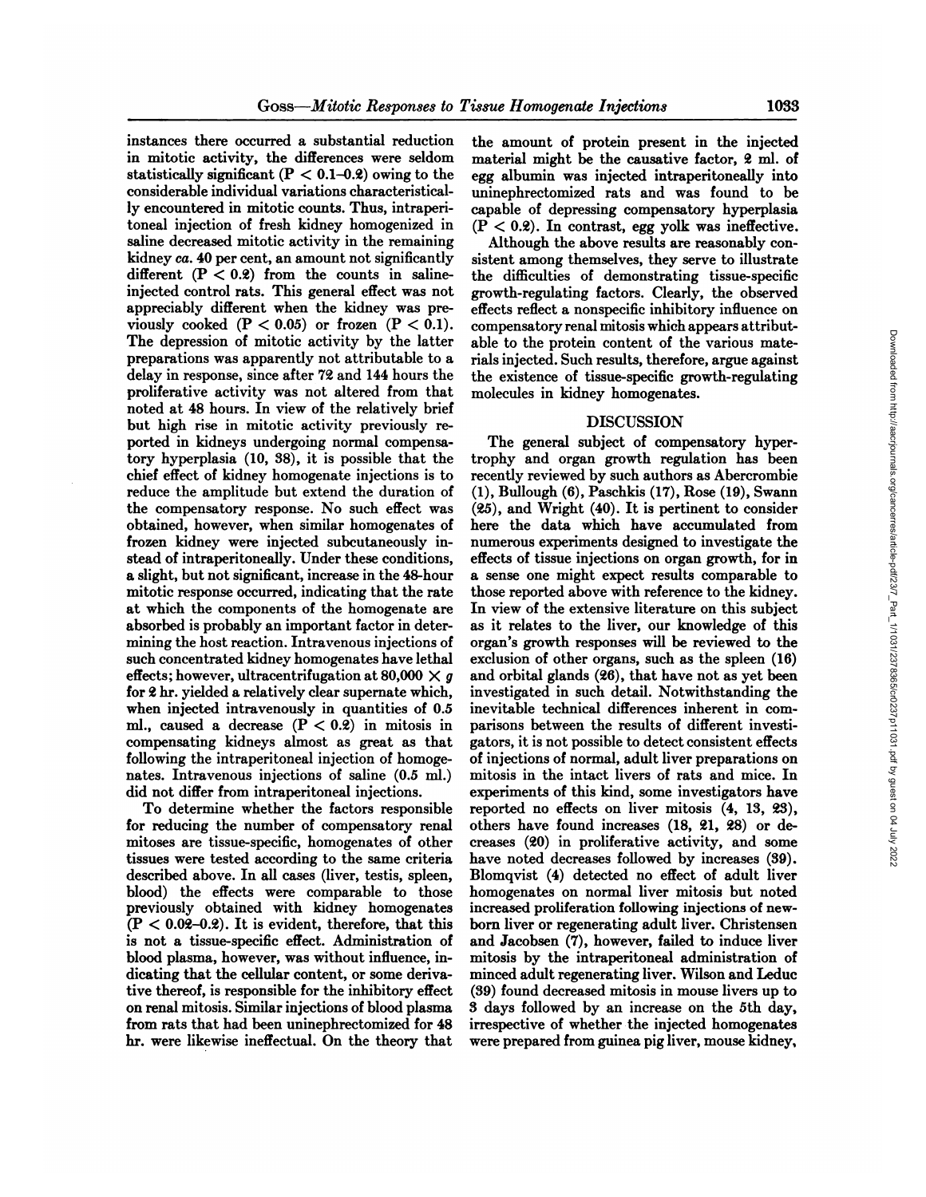instances there occurred a substantial reduction in mitotic activity, the differences were seldom statistically significant ($P < 0.1$–$0.2$) owing to the considerable individual variations characteristically encountered in mitotic counts. Thus, intraperitoneal injection of fresh kidney homogenized in saline decreased mitotic activity in the remaining kidney *ca.* 40 per cent, an amount not significantly different ($P < 0.2$) from the counts in saline-injected control rats. This general effect was not appreciably different when the kidney was previously cooked ($P < 0.05$) or frozen ($P < 0.1$). The depression of mitotic activity by the latter preparations was apparently not attributable to a delay in response, since after 72 and 144 hours the proliferative activity was not altered from that noted at 48 hours. In view of the relatively brief but high rise in mitotic activity previously reported in kidneys undergoing normal compensatory hyperplasia (10, 38), it is possible that the chief effect of kidney homogenate injections is to reduce the amplitude but extend the duration of the compensatory response. No such effect was obtained, however, when similar homogenates of frozen kidney were injected subcutaneously instead of intraperitoneally. Under these conditions, a slight, but not significant, increase in the 48-hour mitotic response occurred, indicating that the rate at which the components of the homogenate are absorbed is probably an important factor in determining the host reaction. Intravenous injections of such concentrated kidney homogenates have lethal effects; however, ultracentrifugation at $80,000 \times g$ for 2 hr. yielded a relatively clear supernate which, when injected intravenously in quantities of 0.5 ml., caused a decrease ($P < 0.2$) in mitosis in compensating kidneys almost as great as that following the intraperitoneal injection of homogenates. Intravenous injections of saline (0.5 ml.) did not differ from intraperitoneal injections.

To determine whether the factors responsible for reducing the number of compensatory renal mitoses are tissue-specific, homogenates of other tissues were tested according to the same criteria described above. In all cases (liver, testis, spleen, blood) the effects were comparable to those previously obtained with kidney homogenates ($P < 0.02$–$0.2$). It is evident, therefore, that this is not a tissue-specific effect. Administration of blood plasma, however, was without influence, indicating that the cellular content, or some derivative thereof, is responsible for the inhibitory effect on renal mitosis. Similar injections of blood plasma from rats that had been uninephrectomized for 48 hr. were likewise ineffectual. On the theory that the amount of protein present in the injected material might be the causative factor, 2 ml. of egg albumin was injected intraperitoneally into uninephrectomized rats and was found to be capable of depressing compensatory hyperplasia ($P < 0.2$). In contrast, egg yolk was ineffective.

Although the above results are reasonably consistent among themselves, they serve to illustrate the difficulties of demonstrating tissue-specific growth-regulating factors. Clearly, the observed effects reflect a nonspecific inhibitory influence on compensatory renal mitosis which appears attributable to the protein content of the various materials injected. Such results, therefore, argue against the existence of tissue-specific growth-regulating molecules in kidney homogenates.

## DISCUSSION

The general subject of compensatory hypertrophy and organ growth regulation has been recently reviewed by such authors as Abercrombie (1), Bullough (6), Paschkis (17), Rose (19), Swann (25), and Wright (40). It is pertinent to consider here the data which have accumulated from numerous experiments designed to investigate the effects of tissue injections on organ growth, for in a sense one might expect results comparable to those reported above with reference to the kidney. In view of the extensive literature on this subject as it relates to the liver, our knowledge of this organ's growth responses will be reviewed to the exclusion of other organs, such as the spleen (16) and orbital glands (26), that have not as yet been investigated in such detail. Notwithstanding the inevitable technical differences inherent in comparisons between the results of different investigators, it is not possible to detect consistent effects of injections of normal, adult liver preparations on mitosis in the intact livers of rats and mice. In experiments of this kind, some investigators have reported no effects on liver mitosis (4, 13, 23), others have found increases (18, 21, 28) or decreases (20) in proliferative activity, and some have noted decreases followed by increases (39). Blomqvist (4) detected no effect of adult liver homogenates on normal liver mitosis but noted increased proliferation following injections of newborn liver or regenerating adult liver. Christensen and Jacobsen (7), however, failed to induce liver mitosis by the intraperitoneal administration of minced adult regenerating liver. Wilson and Leduc (39) found decreased mitosis in mouse livers up to 3 days followed by an increase on the 5th day, irrespective of whether the injected homogenates were prepared from guinea pig liver, mouse kidney,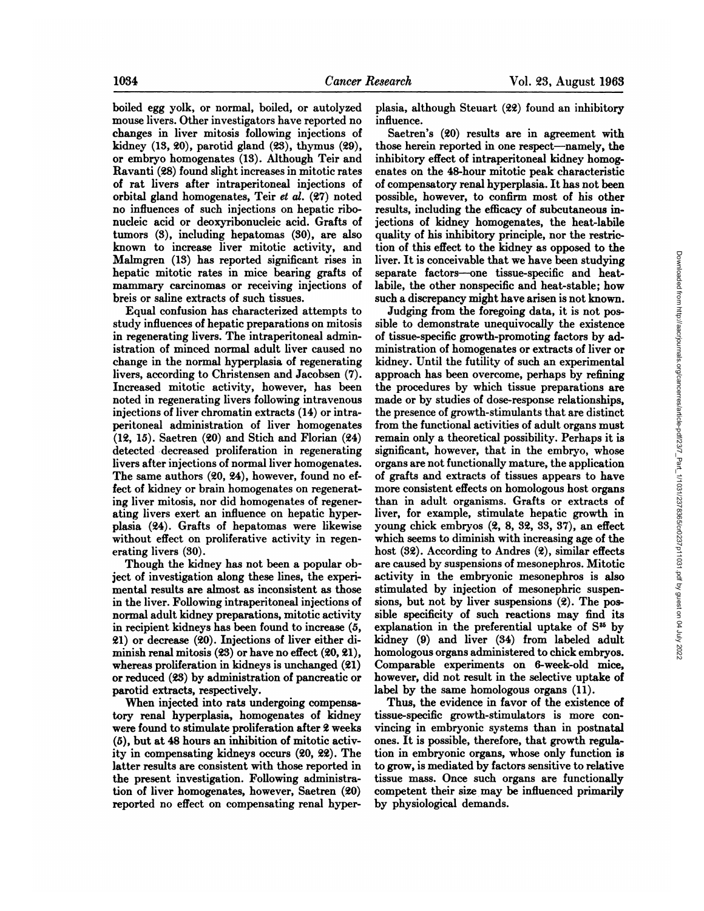boiled egg yolk, or normal, boiled, or autolyzed mouse livers. Other investigators have reported no changes in liver mitosis following injections of kidney (13, 20), parotid gland (23), thymus (29), or embryo homogenates (13). Although Teir and Ravanti (28) found slight increases in mitotic rates of rat livers after intraperitoneal injections of orbital gland homogenates, Teir *et al.* (27) noted no influences of such injections on hepatic ribonucleic acid or deoxyribonucleic acid. Grafts of tumors (3), including hepatomas (30), are also known to increase liver mitotic activity, and Malmgren (13) has reported significant rises in hepatic mitotic rates in mice bearing grafts of mammary carcinomas or receiving injections of breis or saline extracts of such tissues.

Equal confusion has characterized attempts to study influences of hepatic preparations on mitosis in regenerating livers. The intraperitoneal administration of minced normal adult liver caused no change in the normal hyperplasia of regenerating livers, according to Christensen and Jacobsen (7). Increased mitotic activity, however, has been noted in regenerating livers following intravenous injections of liver chromatin extracts (14) or intraperitoneal administration of liver homogenates (12, 15). Saetren (20) and Stich and Florian (24) detected decreased proliferation in regenerating livers after injections of normal liver homogenates. The same authors (20, 24), however, found no effect of kidney or brain homogenates on regenerating liver mitosis, nor did homogenates of regenerating livers exert an influence on hepatic hyperplasia (24). Grafts of hepatomas were likewise without effect on proliferative activity in regenerating livers (30).

Though the kidney has not been a popular object of investigation along these lines, the experimental results are almost as inconsistent as those in the liver. Following intraperitoneal injections of normal adult kidney preparations, mitotic activity in recipient kidneys has been found to increase (5, 21) or decrease (20). Injections of liver either diminish renal mitosis (23) or have no effect (20, 21), whereas proliferation in kidneys is unchanged (21) or reduced (23) by administration of pancreatic or parotid extracts, respectively.

When injected into rats undergoing compensatory renal hyperplasia, homogenates of kidney were found to stimulate proliferation after 2 weeks (5), but at 48 hours an inhibition of mitotic activity in compensating kidneys occurs (20, 22). The latter results are consistent with those reported in the present investigation. Following administration of liver homogenates, however, Saetren (20) reported no effect on compensating renal hyperplasia, although Steuart (22) found an inhibitory influence.

Saetren's (20) results are in agreement with those herein reported in one respect—namely, the inhibitory effect of intraperitoneal kidney homogenates on the 48-hour mitotic peak characteristic of compensatory renal hyperplasia. It has not been possible, however, to confirm most of his other results, including the efficacy of subcutaneous injections of kidney homogenates, the heat-labile quality of his inhibitory principle, nor the restriction of this effect to the kidney as opposed to the liver. It is conceivable that we have been studying separate factors—one tissue-specific and heat-labile, the other nonspecific and heat-stable; how such a discrepancy might have arisen is not known.

Judging from the foregoing data, it is not possible to demonstrate unequivocally the existence of tissue-specific growth-promoting factors by administration of homogenates or extracts of liver or kidney. Until the futility of such an experimental approach has been overcome, perhaps by refining the procedures by which tissue preparations are made or by studies of dose-response relationships, the presence of growth-stimulants that are distinct from the functional activities of adult organs must remain only a theoretical possibility. Perhaps it is significant, however, that in the embryo, whose organs are not functionally mature, the application of grafts and extracts of tissues appears to have more consistent effects on homologous host organs than in adult organisms. Grafts or extracts of liver, for example, stimulate hepatic growth in young chick embryos (2, 8, 32, 33, 37), an effect which seems to diminish with increasing age of the host (32). According to Andres (2), similar effects are caused by suspensions of mesonephros. Mitotic activity in the embryonic mesonephros is also stimulated by injection of mesonephric suspensions, but not by liver suspensions (2). The possible specificity of such reactions may find its explanation in the preferential uptake of $S^{35}$ by kidney (9) and liver (34) from labeled adult homologous organs administered to chick embryos. Comparable experiments on 6-week-old mice, however, did not result in the selective uptake of label by the same homologous organs (11).

Thus, the evidence in favor of the existence of tissue-specific growth-stimulators is more convincing in embryonic systems than in postnatal ones. It is possible, therefore, that growth regulation in embryonic organs, whose only function is to grow, is mediated by factors sensitive to relative tissue mass. Once such organs are functionally competent their size may be influenced primarily by physiological demands.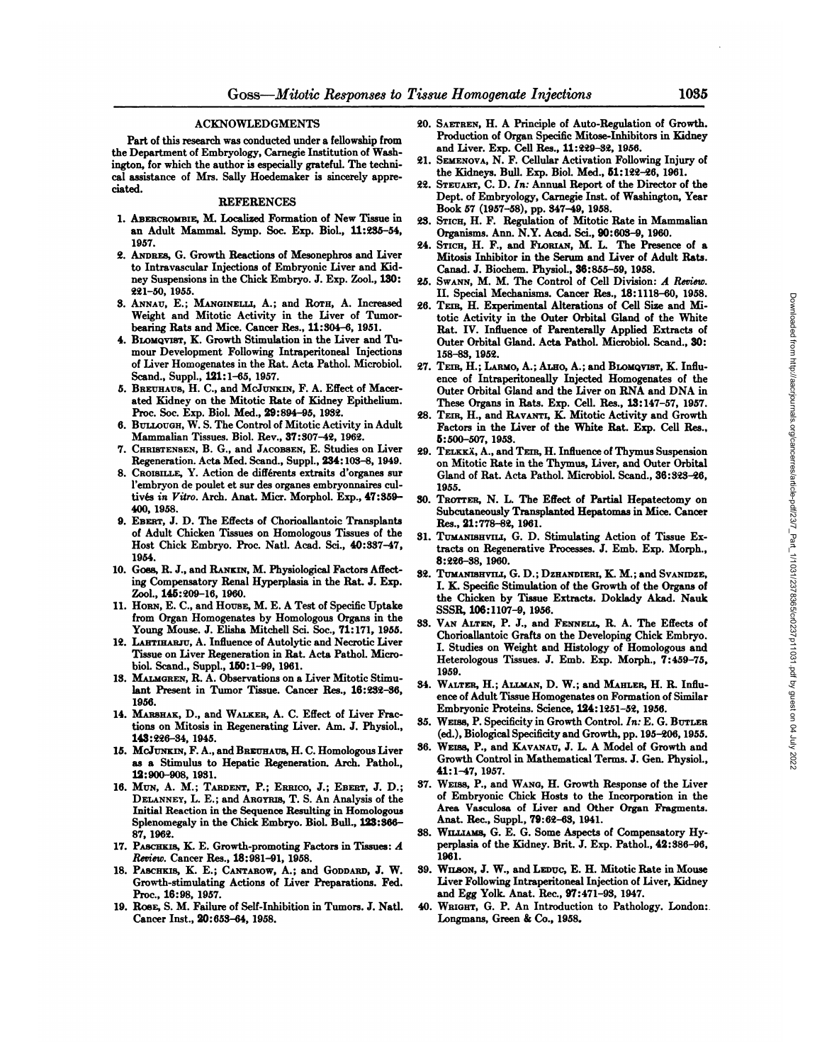## ACKNOWLEDGMENTS

Part of this research was conducted under a fellowship from the Department of Embryology, Carnegie Institution of Washington, for which the author is especially grateful. The technical assistance of Mrs. Sally Hoedemaker is sincerely appreciated.

## REFERENCES

1. Abercrombie, M. Localized Formation of New Tissue in an Adult Mammal. Symp. Soc. Exp. Biol., **11**:235–54, 1957.
2. Andres, G. Growth Reactions of Mesonephros and Liver to Intravascular Injections of Embryonic Liver and Kidney Suspensions in the Chick Embryo. J. Exp. Zool., **130**: 221–50, 1955.
3. Annau, E.; Manginelli, A.; and Roth, A. Increased Weight and Mitotic Activity in the Liver of Tumor-bearing Rats and Mice. Cancer Res., **11**:304–6, 1951.
4. Blomqvist, K. Growth Stimulation in the Liver and Tumour Development Following Intraperitoneal Injections of Liver Homogenates in the Rat. Acta Pathol. Microbiol. Scand., Suppl., **121**:1–65, 1957.
5. Breuhaus, H. C., and McJunkin, F. A. Effect of Macerated Kidney on the Mitotic Rate of Kidney Epithelium. Proc. Soc. Exp. Biol. Med., **29**:894–95, 1932.
6. Bullough, W. S. The Control of Mitotic Activity in Adult Mammalian Tissues. Biol. Rev., **37**:307–42, 1962.
7. Christensen, B. G., and Jacobsen, E. Studies on Liver Regeneration. Acta Med. Scand., Suppl., **234**:103–8, 1949.
8. Croisille, Y. Action de différents extraits d'organes sur l'embryon de poulet et sur des organes embryonnaires cultivés *in Vitro*. Arch. Anat. Micr. Morphol. Exp., **47**:359–400, 1958.
9. Ebert, J. D. The Effects of Chorioallantoic Transplants of Adult Chicken Tissues on Homologous Tissues of the Host Chick Embryo. Proc. Natl. Acad. Sci., **40**:337–47, 1954.
10. Goss, R. J., and Rankin, M. Physiological Factors Affecting Compensatory Renal Hyperplasia in the Rat. J. Exp. Zool., **145**:209–16, 1960.
11. Horn, E. C., and House, M. E. A Test of Specific Uptake from Organ Homogenates by Homologous Organs in the Young Mouse. J. Elisha Mitchell Sci. Soc., **71**:171, 1955.
12. Lahtiharju, A. Influence of Autolytic and Necrotic Liver Tissue on Liver Regeneration in Rat. Acta Pathol. Microbiol. Scand., Suppl., **150**:1–99, 1961.
13. Malmgren, R. A. Observations on a Liver Mitotic Stimulant Present in Tumor Tissue. Cancer Res., **16**:232–36, 1956.
14. Marshak, D., and Walker, A. C. Effect of Liver Fractions on Mitosis in Regenerating Liver. Am. J. Physiol., **143**:226–34, 1945.
15. McJunkin, F. A., and Breuhaus, H. C. Homologous Liver as a Stimulus to Hepatic Regeneration. Arch. Pathol., **12**:900–908, 1931.
16. Mun, A. M.; Tardent, P.; Errico, J.; Ebert, J. D.; Delanney, L. E.; and Argyris, T. S. An Analysis of the Initial Reaction in the Sequence Resulting in Homologous Splenomegaly in the Chick Embryo. Biol. Bull., **123**:366–87, 1962.
17. Paschkis, K. E. Growth-promoting Factors in Tissues: *A Review*. Cancer Res., **18**:981–91, 1958.
18. Paschkis, K. E.; Cantarow, A.; and Goddard, J. W. Growth-stimulating Actions of Liver Preparations. Fed. Proc., **16**:98, 1957.
19. Rose, S. M. Failure of Self-Inhibition in Tumors. J. Natl. Cancer Inst., **20**:653–64, 1958.
20. Saetren, H. A Principle of Auto-Regulation of Growth. Production of Organ Specific Mitose-Inhibitors in Kidney and Liver. Exp. Cell Res., **11**:229–32, 1956.
21. Semenova, N. F. Cellular Activation Following Injury of the Kidneys. Bull. Exp. Biol. Med., **51**:122–26, 1961.
22. Steuart, C. D. *In:* Annual Report of the Director of the Dept. of Embryology, Carnegie Inst. of Washington, Year Book 57 (1957–58), pp. 347–49, 1958.
23. Stich, H. F. Regulation of Mitotic Rate in Mammalian Organisms. Ann. N.Y. Acad. Sci., **90**:603–9, 1960.
24. Stich, H. F., and Florian, M. L. The Presence of a Mitosis Inhibitor in the Serum and Liver of Adult Rats. Canad. J. Biochem. Physiol., **36**:855–59, 1958.
25. Swann, M. M. The Control of Cell Division: *A Review*. II. Special Mechanisms. Cancer Res., **18**:1118–60, 1958.
26. Teir, H. Experimental Alterations of Cell Size and Mitotic Activity in the Outer Orbital Gland of the White Rat. IV. Influence of Parenterally Applied Extracts of Outer Orbital Gland. Acta Pathol. Microbiol. Scand., **30**: 158–83, 1952.
27. Teir, H.; Larmo, A.; Alho, A.; and Blomqvist, K. Influence of Intraperitoneally Injected Homogenates of the Outer Orbital Gland and the Liver on RNA and DNA in These Organs in Rats. Exp. Cell. Res., **13**:147–57, 1957.
28. Teir, H., and Ravanti, K. Mitotic Activity and Growth Factors in the Liver of the White Rat. Exp. Cell Res., **5**:500–507, 1953.
29. Telkkä, A., and Teir, H. Influence of Thymus Suspension on Mitotic Rate in the Thymus, Liver, and Outer Orbital Gland of Rat. Acta Pathol. Microbiol. Scand., **36**:323–26, 1955.
30. Trotter, N. L. The Effect of Partial Hepatectomy on Subcutaneously Transplanted Hepatomas in Mice. Cancer Res., **21**:778–82, 1961.
31. Tumanishvili, G. D. Stimulating Action of Tissue Extracts on Regenerative Processes. J. Emb. Exp. Morph., **8**:226–38, 1960.
32. Tumanishvili, G. D.; Dzhandieri, K. M.; and Svanidze, I. K. Specific Stimulation of the Growth of the Organs of the Chicken by Tissue Extracts. Doklady Akad. Nauk SSSR, **106**:1107–9, 1956.
33. Van Alten, P. J., and Fennell, R. A. The Effects of Chorioallantoic Grafts on the Developing Chick Embryo. I. Studies on Weight and Histology of Homologous and Heterologous Tissues. J. Emb. Exp. Morph., **7**:459–75, 1959.
34. Walter, H.; Allman, D. W.; and Mahler, H. R. Influence of Adult Tissue Homogenates on Formation of Similar Embryonic Proteins. Science, **124**:1251–52, 1956.
35. Weiss, P. Specificity in Growth Control. *In:* E. G. Butler (ed.), Biological Specificity and Growth, pp. 195–206, 1955.
36. Weiss, P., and Kavanau, J. L. A Model of Growth and Growth Control in Mathematical Terms. J. Gen. Physiol., **41**:1–47, 1957.
37. Weiss, P., and Wang, H. Growth Response of the Liver of Embryonic Chick Hosts to the Incorporation in the Area Vasculosa of Liver and Other Organ Fragments. Anat. Rec., Suppl., **79**:62–63, 1941.
38. Williams, G. E. G. Some Aspects of Compensatory Hyperplasia of the Kidney. Brit. J. Exp. Pathol., **42**:386–96, 1961.
39. Wilson, J. W., and Leduc, E. H. Mitotic Rate in Mouse Liver Following Intraperitoneal Injection of Liver, Kidney and Egg Yolk. Anat. Rec., **97**:471–93, 1947.
40. Wright, G. P. An Introduction to Pathology. London: Longmans, Green & Co., 1958.